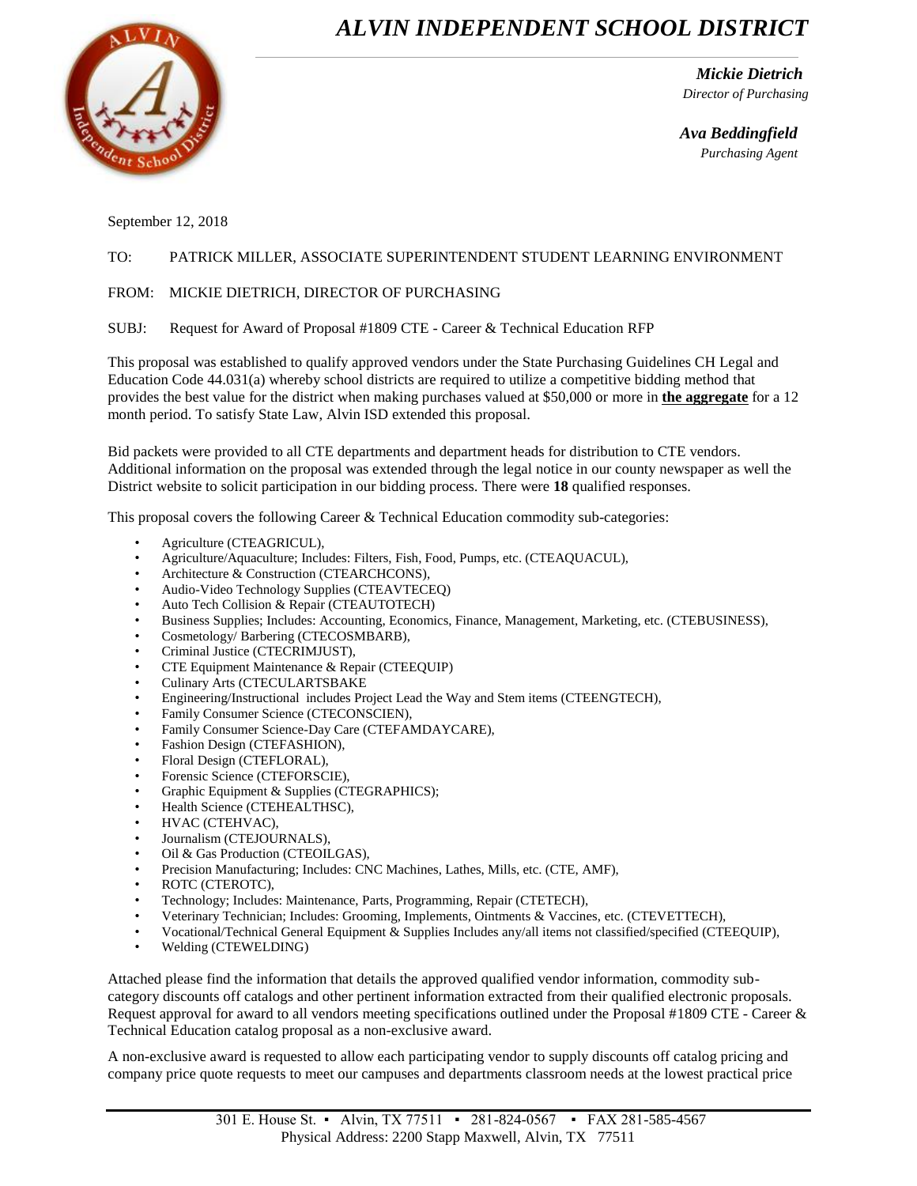# *ALVIN INDEPENDENT SCHOOL DISTRICT*

***Mickie Dietrich***
*Director of Purchasing*

***Ava Beddingfield***
*Purchasing Agent*

September 12, 2018

TO: PATRICK MILLER, ASSOCIATE SUPERINTENDENT STUDENT LEARNING ENVIRONMENT

FROM: MICKIE DIETRICH, DIRECTOR OF PURCHASING

SUBJ: Request for Award of Proposal #1809 CTE - Career & Technical Education RFP

This proposal was established to qualify approved vendors under the State Purchasing Guidelines CH Legal and Education Code 44.031(a) whereby school districts are required to utilize a competitive bidding method that provides the best value for the district when making purchases valued at $50,000 or more in **the aggregate** for a 12 month period. To satisfy State Law, Alvin ISD extended this proposal.

Bid packets were provided to all CTE departments and department heads for distribution to CTE vendors. Additional information on the proposal was extended through the legal notice in our county newspaper as well the District website to solicit participation in our bidding process. There were **18** qualified responses.

This proposal covers the following Career & Technical Education commodity sub-categories:

- Agriculture (CTEAGRICUL),
- Agriculture/Aquaculture; Includes: Filters, Fish, Food, Pumps, etc. (CTEAQUACUL),
- Architecture & Construction (CTEARCHCONS),
- Audio-Video Technology Supplies (CTEAVTECEQ)
- Auto Tech Collision & Repair (CTEAUTOTECH)
- Business Supplies; Includes: Accounting, Economics, Finance, Management, Marketing, etc. (CTEBUSINESS),
- Cosmetology/ Barbering (CTECOSMBARB),
- Criminal Justice (CTECRIMJUST),
- CTE Equipment Maintenance & Repair (CTEEQUIP)
- Culinary Arts (CTECULARTSBAKE
- Engineering/Instructional includes Project Lead the Way and Stem items (CTEENGTECH),
- Family Consumer Science (CTECONSCIEN),
- Family Consumer Science-Day Care (CTEFAMDAYCARE),
- Fashion Design (CTEFASHION),
- Floral Design (CTEFLORAL),
- Forensic Science (CTEFORSCIE),
- Graphic Equipment & Supplies (CTEGRAPHICS);
- Health Science (CTEHEALTHSC),
- HVAC (CTEHVAC),
- Journalism (CTEJOURNALS),
- Oil & Gas Production (CTEOILGAS),
- Precision Manufacturing; Includes: CNC Machines, Lathes, Mills, etc. (CTE, AMF),
- ROTC (CTEROTC),
- Technology; Includes: Maintenance, Parts, Programming, Repair (CTETECH),
- Veterinary Technician; Includes: Grooming, Implements, Ointments & Vaccines, etc. (CTEVETTECH),
- Vocational/Technical General Equipment & Supplies Includes any/all items not classified/specified (CTEEQUIP),
- Welding (CTEWELDING)

Attached please find the information that details the approved qualified vendor information, commodity sub-category discounts off catalogs and other pertinent information extracted from their qualified electronic proposals. Request approval for award to all vendors meeting specifications outlined under the Proposal #1809 CTE - Career & Technical Education catalog proposal as a non-exclusive award.

A non-exclusive award is requested to allow each participating vendor to supply discounts off catalog pricing and company price quote requests to meet our campuses and departments classroom needs at the lowest practical price

301 E. House St. ▪ Alvin, TX 77511 ▪ 281-824-0567 ▪ FAX 281-585-4567
Physical Address: 2200 Stapp Maxwell, Alvin, TX 77511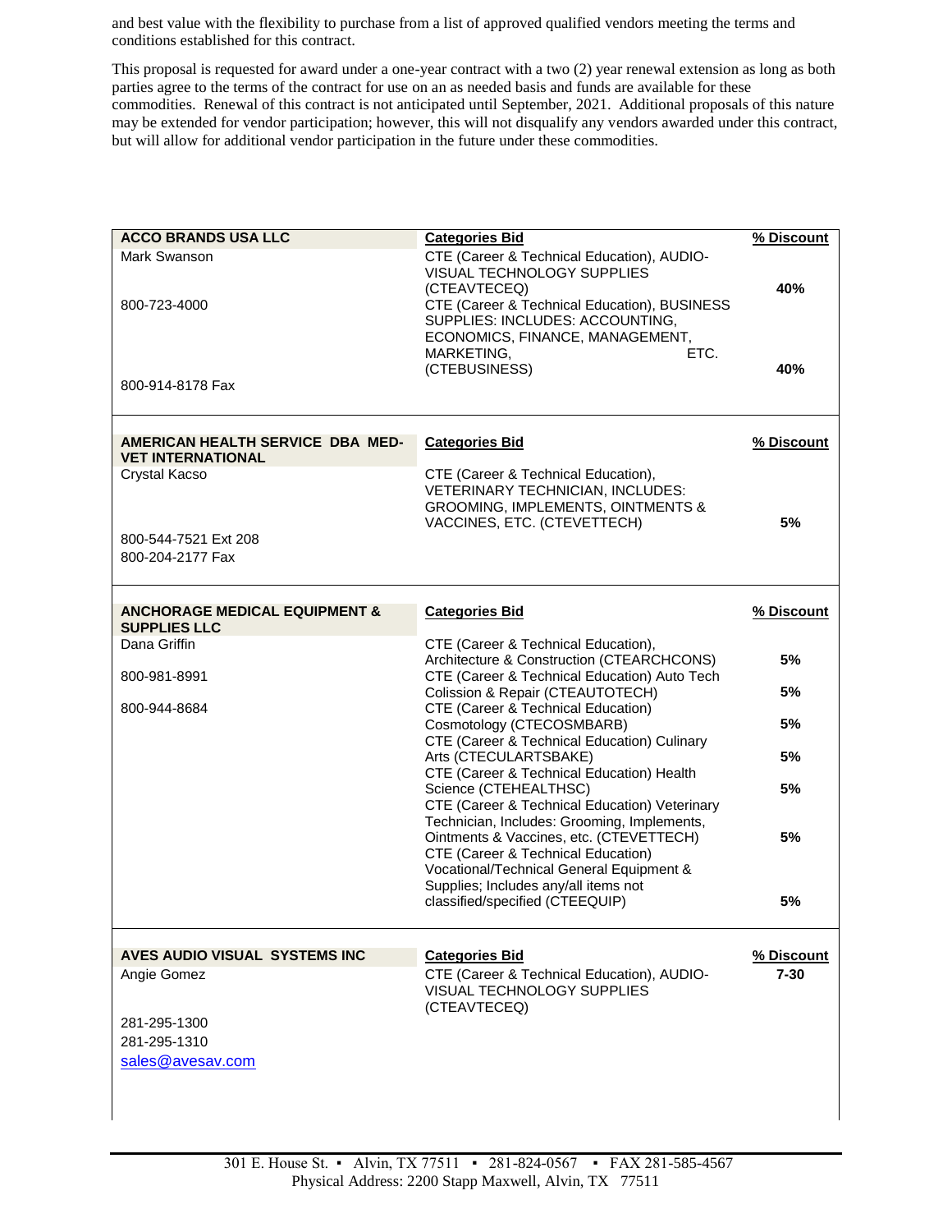and best value with the flexibility to purchase from a list of approved qualified vendors meeting the terms and conditions established for this contract.

This proposal is requested for award under a one-year contract with a two (2) year renewal extension as long as both parties agree to the terms of the contract for use on an as needed basis and funds are available for these commodities. Renewal of this contract is not anticipated until September, 2021. Additional proposals of this nature may be extended for vendor participation; however, this will not disqualify any vendors awarded under this contract, but will allow for additional vendor participation in the future under these commodities.

| **ACCO BRANDS USA LLC** | **Categories Bid** | **% Discount** |
|---|---|---|
| Mark Swanson | CTE (Career & Technical Education), AUDIO-VISUAL TECHNOLOGY SUPPLIES (CTEAVTECEQ) | **40%** |
| 800-723-4000 | CTE (Career & Technical Education), BUSINESS SUPPLIES: INCLUDES: ACCOUNTING, ECONOMICS, FINANCE, MANAGEMENT, MARKETING, ETC. (CTEBUSINESS) | **40%** |
| 800-914-8178 Fax | | |

| **AMERICAN HEALTH SERVICE DBA MED-VET INTERNATIONAL** | **Categories Bid** | **% Discount** |
|---|---|---|
| Crystal Kacso | CTE (Career & Technical Education), VETERINARY TECHNICIAN, INCLUDES: GROOMING, IMPLEMENTS, OINTMENTS & VACCINES, ETC. (CTEVETTECH) | **5%** |
| 800-544-7521 Ext 208 | | |
| 800-204-2177 Fax | | |

| **ANCHORAGE MEDICAL EQUIPMENT & SUPPLIES LLC** | **Categories Bid** | **% Discount** |
|---|---|---|
| Dana Griffin | CTE (Career & Technical Education), Architecture & Construction (CTEARCHCONS) | **5%** |
| 800-981-8991 | CTE (Career & Technical Education) Auto Tech Colission & Repair (CTEAUTOTECH) | **5%** |
| 800-944-8684 | CTE (Career & Technical Education) Cosmotology (CTECOSMBARB) | **5%** |
| | CTE (Career & Technical Education) Culinary Arts (CTECULARTSBAKE) | **5%** |
| | CTE (Career & Technical Education) Health Science (CTEHEALTHSC) | **5%** |
| | CTE (Career & Technical Education) Veterinary Technician, Includes: Grooming, Implements, Ointments & Vaccines, etc. (CTEVETTECH) | **5%** |
| | CTE (Career & Technical Education) Vocational/Technical General Equipment & Supplies; Includes any/all items not classified/specified (CTEEQUIP) | **5%** |

| **AVES AUDIO VISUAL SYSTEMS INC** | **Categories Bid** | **% Discount** |
|---|---|---|
| Angie Gomez | CTE (Career & Technical Education), AUDIO-VISUAL TECHNOLOGY SUPPLIES (CTEAVTECEQ) | **7-30** |
| 281-295-1300 | | |
| 281-295-1310 | | |
| sales@avesav.com | | |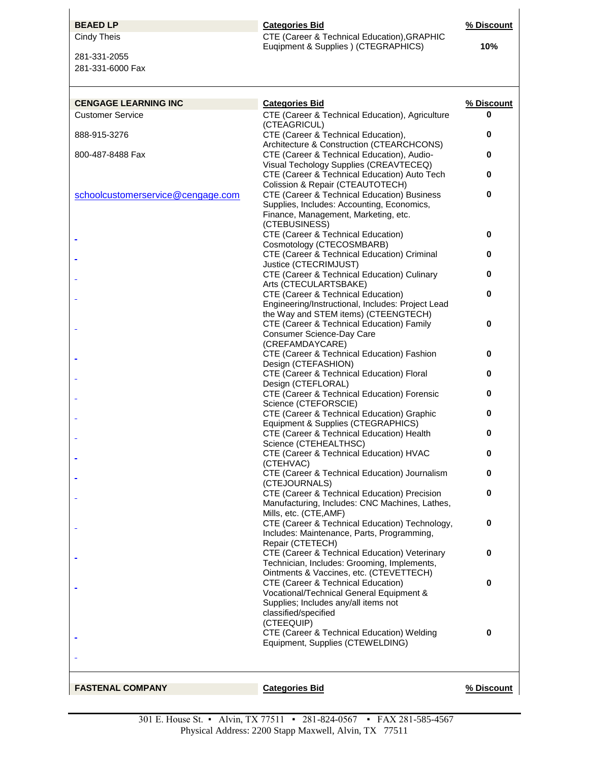| **BEAED LP** | **Categories Bid** | **% Discount** |
|---|---|---|
| Cindy Theis | CTE (Career & Technical Education),GRAPHIC Euqipment & Supplies ) (CTEGRAPHICS) | **10%** |
| 281-331-2055 | | |
| 281-331-6000 Fax | | |

| **CENGAGE LEARNING INC** | **Categories Bid** | **% Discount** |
|---|---|---|
| Customer Service | CTE (Career & Technical Education), Agriculture (CTEAGRICUL) | **0** |
| 888-915-3276 | CTE (Career & Technical Education), Architecture & Construction (CTEARCHCONS) | **0** |
| 800-487-8488 Fax | CTE (Career & Technical Education), Audio-Visual Techology Supplies (CREAVTECEQ) | **0** |
| | CTE (Career & Technical Education) Auto Tech Colission & Repair (CTEAUTOTECH) | **0** |
| schoolcustomerservice@cengage.com | CTE (Career & Technical Education) Business Supplies, Includes: Accounting, Economics, Finance, Management, Marketing, etc. (CTEBUSINESS) | **0** |
| | CTE (Career & Technical Education) Cosmotology (CTECOSMBARB) | **0** |
| | CTE (Career & Technical Education) Criminal Justice (CTECRIMJUST) | **0** |
| | CTE (Career & Technical Education) Culinary Arts (CTECULARTSBAKE) | **0** |
| | CTE (Career & Technical Education) Engineering/Instructional, Includes: Project Lead the Way and STEM items) (CTEENGTECH) | **0** |
| | CTE (Career & Technical Education) Family Consumer Science-Day Care (CREFAMDAYCARE) | **0** |
| | CTE (Career & Technical Education) Fashion Design (CTEFASHION) | **0** |
| | CTE (Career & Technical Education) Floral Design (CTEFLORAL) | **0** |
| | CTE (Career & Technical Education) Forensic Science (CTEFORSCIE) | **0** |
| | CTE (Career & Technical Education) Graphic Equipment & Supplies (CTEGRAPHICS) | **0** |
| | CTE (Career & Technical Education) Health Science (CTEHEALTHSC) | **0** |
| | CTE (Career & Technical Education) HVAC (CTEHVAC) | **0** |
| | CTE (Career & Technical Education) Journalism (CTEJOURNALS) | **0** |
| | CTE (Career & Technical Education) Precision Manufacturing, Includes: CNC Machines, Lathes, Mills, etc. (CTE,AMF) | **0** |
| | CTE (Career & Technical Education) Technology, Includes: Maintenance, Parts, Programming, Repair (CTETECH) | **0** |
| | CTE (Career & Technical Education) Veterinary Technician, Includes: Grooming, Implements, Ointments & Vaccines, etc. (CTEVETTECH) | **0** |
| | CTE (Career & Technical Education) Vocational/Technical General Equipment & Supplies; Includes any/all items not classified/specified (CTEEQUIP) | **0** |
| | CTE (Career & Technical Education) Welding Equipment, Supplies (CTEWELDING) | **0** |

| **FASTENAL COMPANY** | **Categories Bid** | **% Discount** |
|---|---|---|

301 E. House St. ▪ Alvin, TX 77511 ▪ 281-824-0567 ▪ FAX 281-585-4567
Physical Address: 2200 Stapp Maxwell, Alvin, TX 77511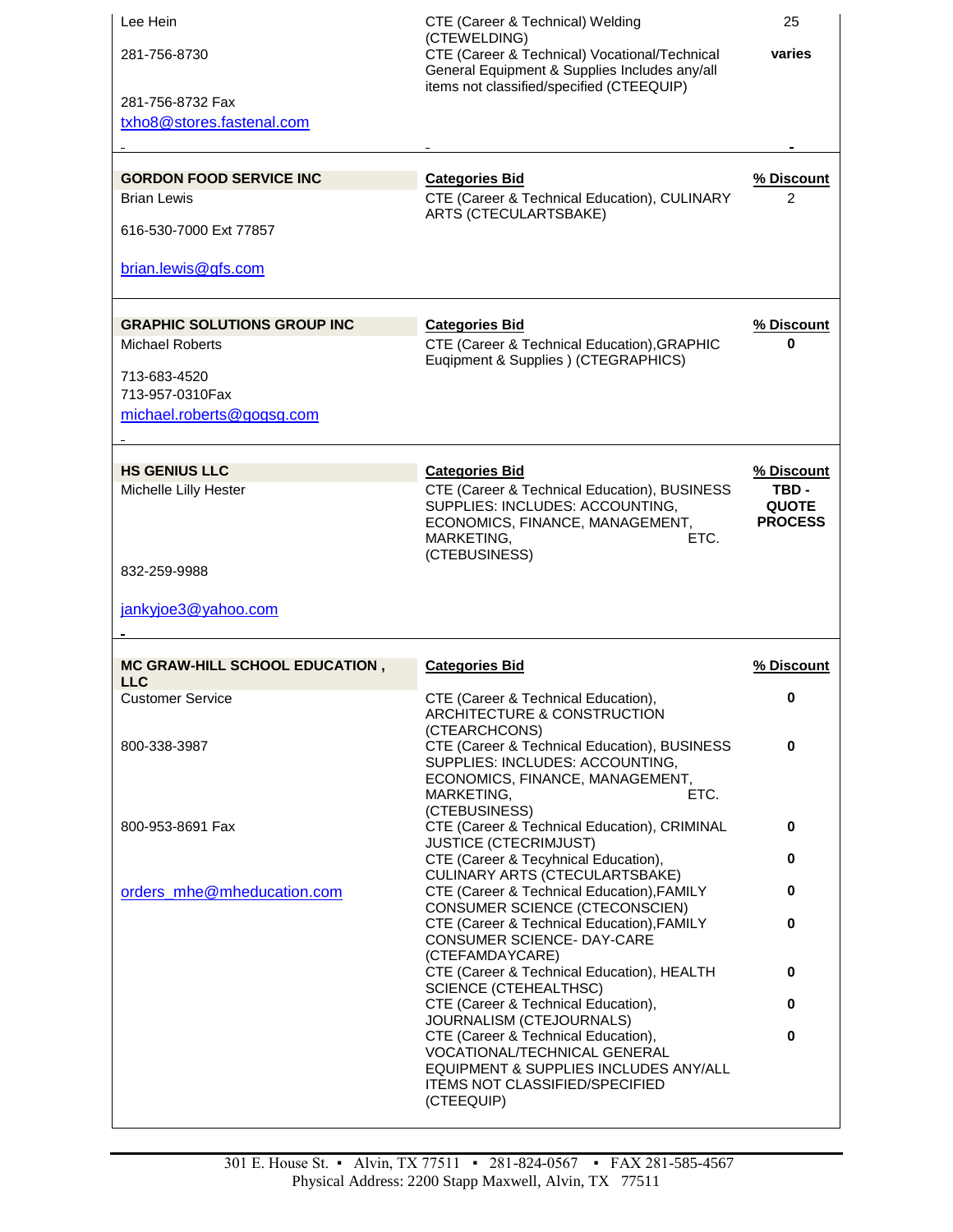| | | |
|---|---|---|
| Lee Hein | CTE (Career & Technical) Welding (CTEWELDING) | 25 |
| 281-756-8730 | CTE (Career & Technical) Vocational/Technical General Equipment & Supplies Includes any/all items not classified/specified (CTEEQUIP) | **varies** |
| 281-756-8732 Fax | | |
| txho8@stores.fastenal.com | | |

| **GORDON FOOD SERVICE INC** | **Categories Bid** | **% Discount** |
|---|---|---|
| Brian Lewis | CTE (Career & Technical Education), CULINARY ARTS (CTECULARTSBAKE) | 2 |
| 616-530-7000 Ext 77857 | | |
| brian.lewis@gfs.com | | |

| **GRAPHIC SOLUTIONS GROUP INC** | **Categories Bid** | **% Discount** |
|---|---|---|
| Michael Roberts | CTE (Career & Technical Education),GRAPHIC Euqipment & Supplies ) (CTEGRAPHICS) | **0** |
| 713-683-4520 | | |
| 713-957-0310Fax | | |
| michael.roberts@gogsg.com | | |

| **HS GENIUS LLC** | **Categories Bid** | **% Discount** |
|---|---|---|
| Michelle Lilly Hester | CTE (Career & Technical Education), BUSINESS SUPPLIES: INCLUDES: ACCOUNTING, ECONOMICS, FINANCE, MANAGEMENT, MARKETING, ETC. (CTEBUSINESS) | **TBD - QUOTE PROCESS** |
| 832-259-9988 | | |
| jankyjoe3@yahoo.com | | |

| **MC GRAW-HILL SCHOOL EDUCATION , LLC** | **Categories Bid** | **% Discount** |
|---|---|---|
| Customer Service | CTE (Career & Technical Education), ARCHITECTURE & CONSTRUCTION (CTEARCHCONS) | **0** |
| 800-338-3987 | CTE (Career & Technical Education), BUSINESS SUPPLIES: INCLUDES: ACCOUNTING, ECONOMICS, FINANCE, MANAGEMENT, MARKETING, ETC. (CTEBUSINESS) | **0** |
| 800-953-8691 Fax | CTE (Career & Technical Education), CRIMINAL JUSTICE (CTECRIMJUST) | **0** |
| | CTE (Career & Tecyhnical Education), CULINARY ARTS (CTECULARTSBAKE) | **0** |
| orders_mhe@mheducation.com | CTE (Career & Technical Education),FAMILY CONSUMER SCIENCE (CTECONSCIEN) | **0** |
| | CTE (Career & Technical Education),FAMILY CONSUMER SCIENCE- DAY-CARE (CTEFAMDAYCARE) | **0** |
| | CTE (Career & Technical Education), HEALTH SCIENCE (CTEHEALTHSC) | **0** |
| | CTE (Career & Technical Education), JOURNALISM (CTEJOURNALS) | **0** |
| | CTE (Career & Technical Education), VOCATIONAL/TECHNICAL GENERAL EQUIPMENT & SUPPLIES INCLUDES ANY/ALL ITEMS NOT CLASSIFIED/SPECIFIED (CTEEQUIP) | **0** |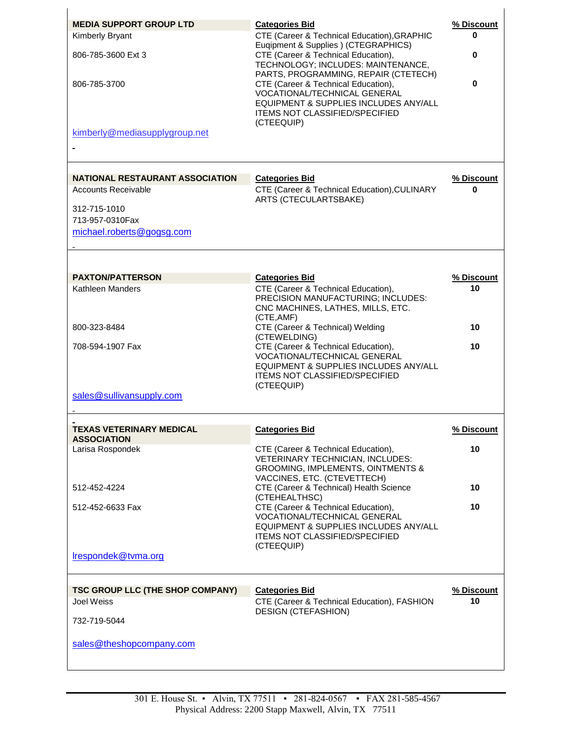| MEDIA SUPPORT GROUP LTD | Categories Bid | % Discount |
|---|---|---|
| Kimberly Bryant | CTE (Career & Technical Education),GRAPHIC Euqipment & Supplies ) (CTEGRAPHICS) | 0 |
| 806-785-3600 Ext 3 | CTE (Career & Technical Education), TECHNOLOGY; INCLUDES: MAINTENANCE, PARTS, PROGRAMMING, REPAIR (CTETECH) | 0 |
| 806-785-3700 | CTE (Career & Technical Education), VOCATIONAL/TECHNICAL GENERAL EQUIPMENT & SUPPLIES INCLUDES ANY/ALL ITEMS NOT CLASSIFIED/SPECIFIED (CTEEQUIP) | 0 |
| kimberly@mediasupplygroup.net | | |

| NATIONAL RESTAURANT ASSOCIATION | Categories Bid | % Discount |
|---|---|---|
| Accounts Receivable | CTE (Career & Technical Education),CULINARY ARTS (CTECULARTSBAKE) | 0 |
| 312-715-1010 | | |
| 713-957-0310Fax | | |
| michael.roberts@gogsg.com | | |

| PAXTON/PATTERSON | Categories Bid | % Discount |
|---|---|---|
| Kathleen Manders | CTE (Career & Technical Education), PRECISION MANUFACTURING; INCLUDES: CNC MACHINES, LATHES, MILLS, ETC. (CTE,AMF) | 10 |
| 800-323-8484 | CTE (Career & Technical) Welding (CTEWELDING) | 10 |
| 708-594-1907 Fax | CTE (Career & Technical Education), VOCATIONAL/TECHNICAL GENERAL EQUIPMENT & SUPPLIES INCLUDES ANY/ALL ITEMS NOT CLASSIFIED/SPECIFIED (CTEEQUIP) | 10 |
| sales@sullivansupply.com | | |

| TEXAS VETERINARY MEDICAL ASSOCIATION | Categories Bid | % Discount |
|---|---|---|
| Larisa Rospondek | CTE (Career & Technical Education), VETERINARY TECHNICIAN, INCLUDES: GROOMING, IMPLEMENTS, OINTMENTS & VACCINES, ETC. (CTEVETTECH) | 10 |
| 512-452-4224 | CTE (Career & Technical) Health Science (CTEHEALTHSC) | 10 |
| 512-452-6633 Fax | CTE (Career & Technical Education), VOCATIONAL/TECHNICAL GENERAL EQUIPMENT & SUPPLIES INCLUDES ANY/ALL ITEMS NOT CLASSIFIED/SPECIFIED (CTEEQUIP) | 10 |
| lrespondek@tvma.org | | |

| TSC GROUP LLC (THE SHOP COMPANY) | Categories Bid | % Discount |
|---|---|---|
| Joel Weiss | CTE (Career & Technical Education), FASHION DESIGN (CTEFASHION) | 10 |
| 732-719-5044 | | |
| sales@theshopcompany.com | | |

301 E. House St. ▪ Alvin, TX 77511 ▪ 281-824-0567 ▪ FAX 281-585-4567
Physical Address: 2200 Stapp Maxwell, Alvin, TX 77511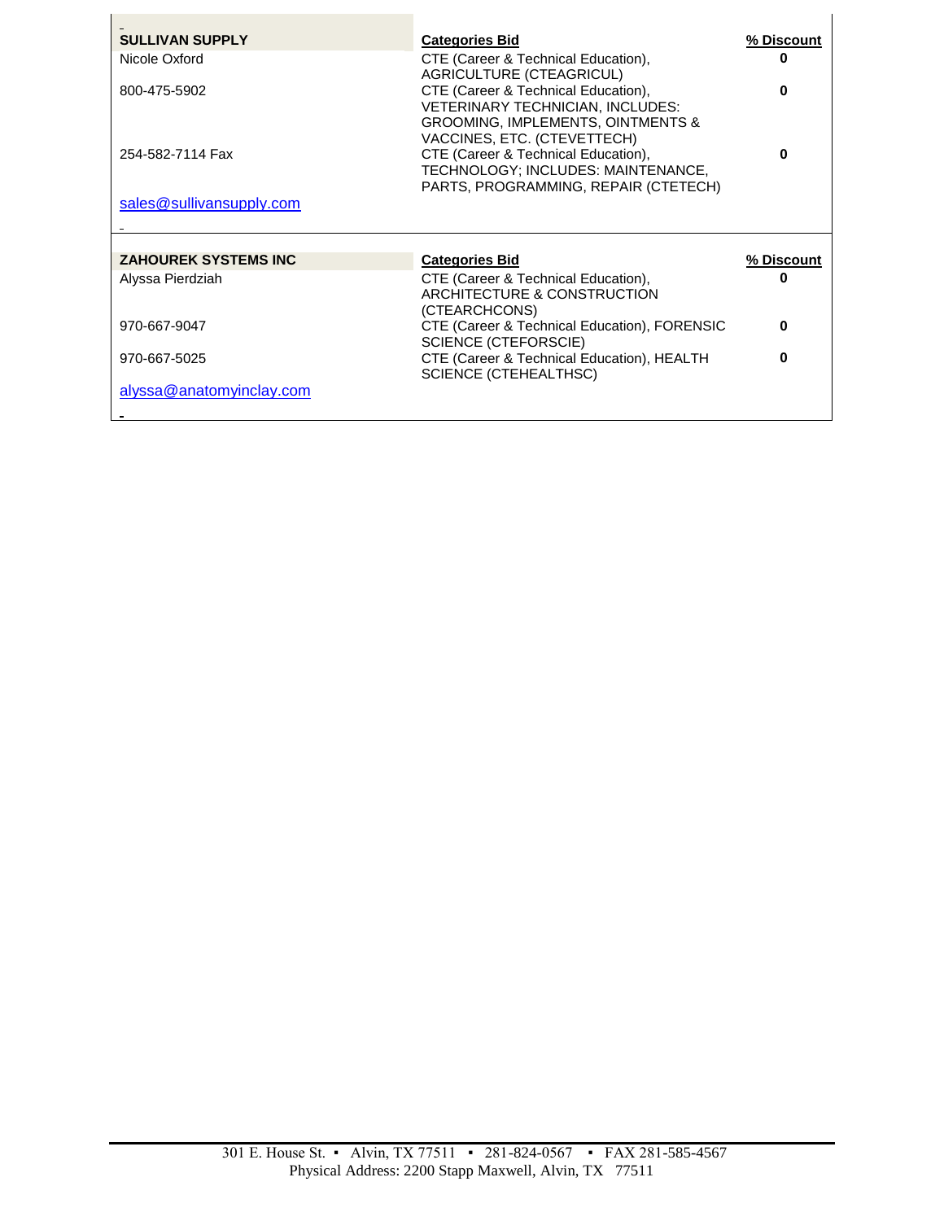| SULLIVAN SUPPLY | Categories Bid | % Discount |
|---|---|---|
| Nicole Oxford | CTE (Career & Technical Education), AGRICULTURE (CTEAGRICUL) | 0 |
| 800-475-5902 | CTE (Career & Technical Education), VETERINARY TECHNICIAN, INCLUDES: GROOMING, IMPLEMENTS, OINTMENTS & VACCINES, ETC. (CTEVETTECH) | 0 |
| 254-582-7114 Fax | CTE (Career & Technical Education), TECHNOLOGY; INCLUDES: MAINTENANCE, PARTS, PROGRAMMING, REPAIR (CTETECH) | 0 |
| sales@sullivansupply.com | | |

| ZAHOUREK SYSTEMS INC | Categories Bid | % Discount |
|---|---|---|
| Alyssa Pierdziah | CTE (Career & Technical Education), ARCHITECTURE & CONSTRUCTION (CTEARCHCONS) | 0 |
| 970-667-9047 | CTE (Career & Technical Education), FORENSIC SCIENCE (CTEFORSCIE) | 0 |
| 970-667-5025 | CTE (Career & Technical Education), HEALTH SCIENCE (CTEHEALTHSC) | 0 |
| alyssa@anatomyinclay.com | | |